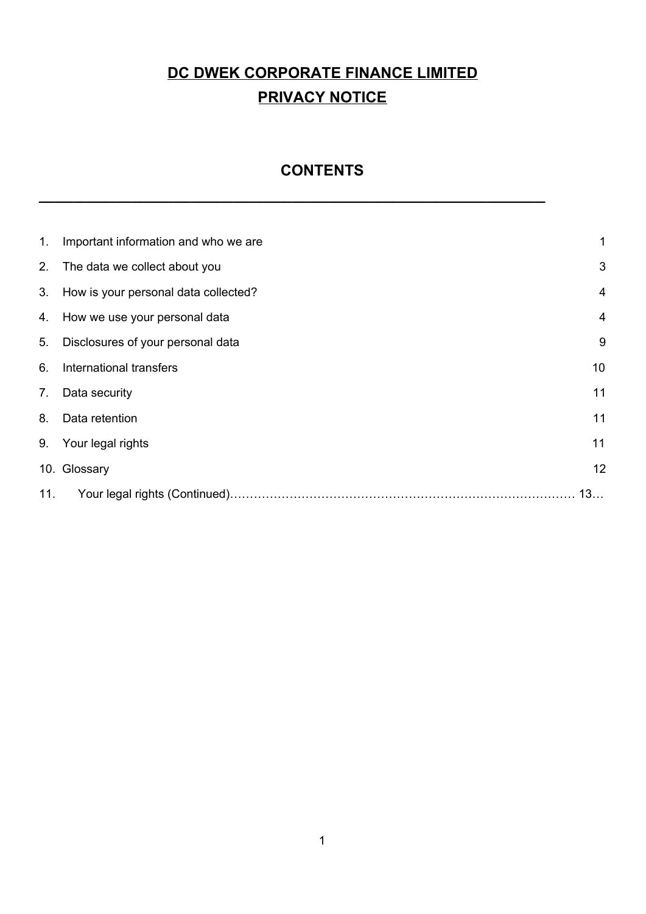# **DC DWEK CORPORATE FINANCE LIMITED**

# **PRIVACY NOTICE**

## CONTENTS

---

| | | |
|---|---|---|
| 1. | Important information and who we are | 1 |
| 2. | The data we collect about you | 3 |
| 3. | How is your personal data collected? | 4 |
| 4. | How we use your personal data | 4 |
| 5. | Disclosures of your personal data | 9 |
| 6. | International transfers | 10 |
| 7. | Data security | 11 |
| 8. | Data retention | 11 |
| 9. | Your legal rights | 11 |
| 10. | Glossary | 12 |
| 11. | Your legal rights (Continued)…………………………………………………………………………… | 13… |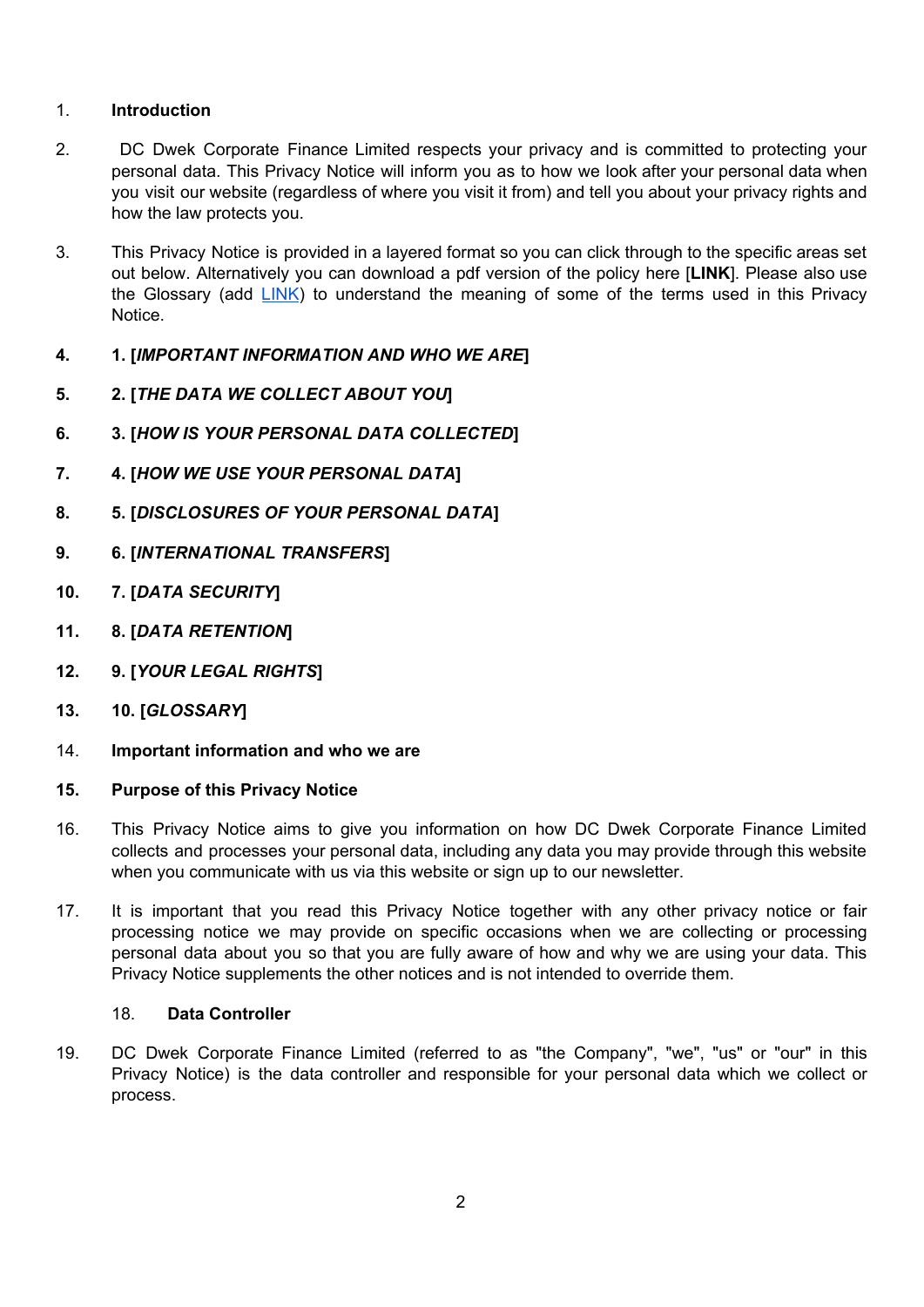1. **Introduction**

2. DC Dwek Corporate Finance Limited respects your privacy and is committed to protecting your personal data. This Privacy Notice will inform you as to how we look after your personal data when you visit our website (regardless of where you visit it from) and tell you about your privacy rights and how the law protects you.

3. This Privacy Notice is provided in a layered format so you can click through to the specific areas set out below. Alternatively you can download a pdf version of the policy here [**LINK**]. Please also use the Glossary (add LINK) to understand the meaning of some of the terms used in this Privacy Notice.

4. **1. [*IMPORTANT INFORMATION AND WHO WE ARE*]**

5. **2. [*THE DATA WE COLLECT ABOUT YOU*]**

6. **3. [*HOW IS YOUR PERSONAL DATA COLLECTED*]**

7. **4. [*HOW WE USE YOUR PERSONAL DATA*]**

8. **5. [*DISCLOSURES OF YOUR PERSONAL DATA*]**

9. **6. [*INTERNATIONAL TRANSFERS*]**

10. **7. [*DATA SECURITY*]**

11. **8. [*DATA RETENTION*]**

12. **9. [*YOUR LEGAL RIGHTS*]**

13. **10. [*GLOSSARY*]**

14. **Important information and who we are**

15. **Purpose of this Privacy Notice**

16. This Privacy Notice aims to give you information on how DC Dwek Corporate Finance Limited collects and processes your personal data, including any data you may provide through this website when you communicate with us via this website or sign up to our newsletter.

17. It is important that you read this Privacy Notice together with any other privacy notice or fair processing notice we may provide on specific occasions when we are collecting or processing personal data about you so that you are fully aware of how and why we are using your data. This Privacy Notice supplements the other notices and is not intended to override them.

18. **Data Controller**

19. DC Dwek Corporate Finance Limited (referred to as "the Company", "we", "us" or "our" in this Privacy Notice) is the data controller and responsible for your personal data which we collect or process.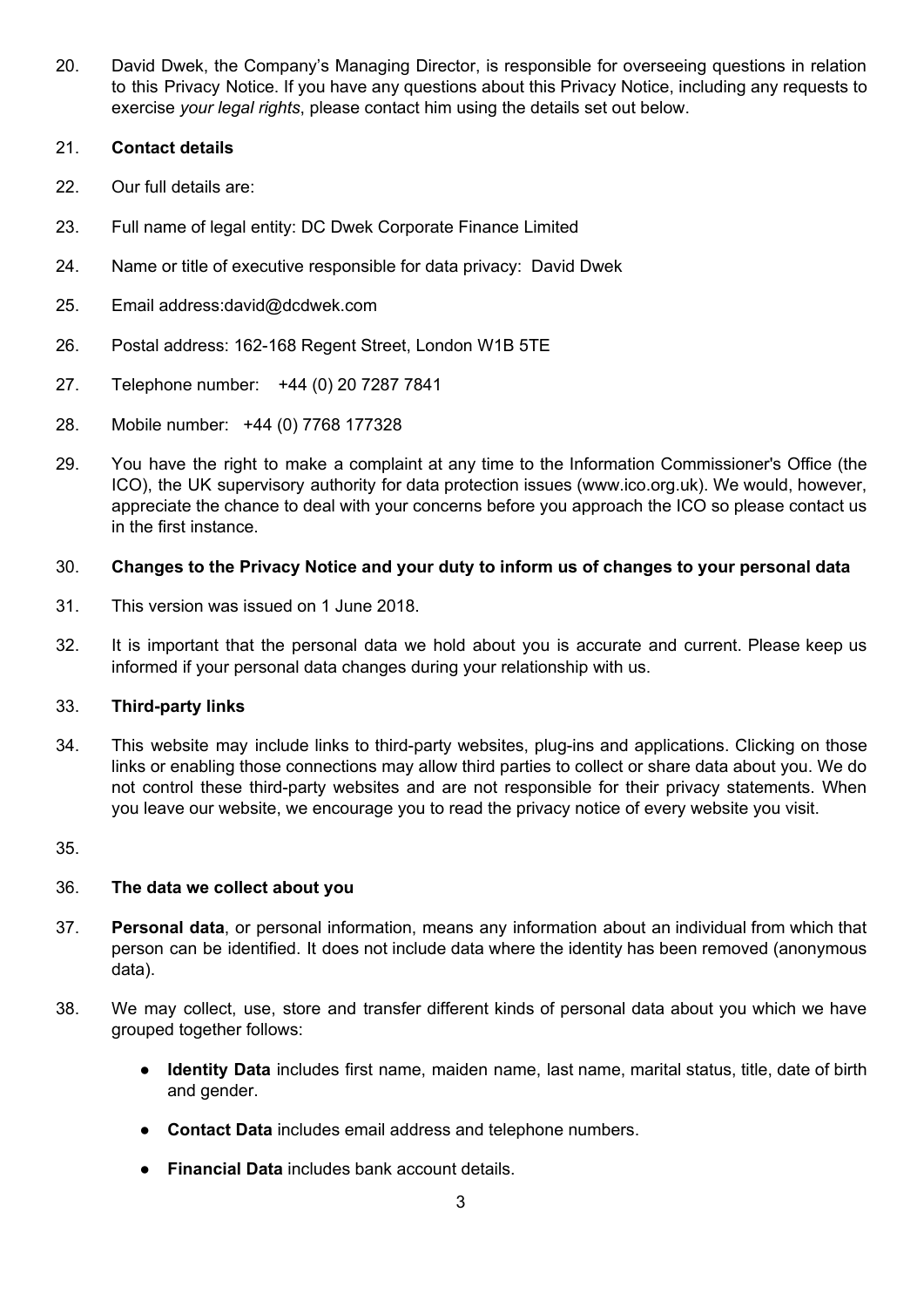20. David Dwek, the Company's Managing Director, is responsible for overseeing questions in relation to this Privacy Notice. If you have any questions about this Privacy Notice, including any requests to exercise *your legal rights*, please contact him using the details set out below.

21. **Contact details**

22. Our full details are:

23. Full name of legal entity: DC Dwek Corporate Finance Limited

24. Name or title of executive responsible for data privacy: David Dwek

25. Email address:david@dcdwek.com

26. Postal address: 162-168 Regent Street, London W1B 5TE

27. Telephone number: +44 (0) 20 7287 7841

28. Mobile number: +44 (0) 7768 177328

29. You have the right to make a complaint at any time to the Information Commissioner's Office (the ICO), the UK supervisory authority for data protection issues (www.ico.org.uk). We would, however, appreciate the chance to deal with your concerns before you approach the ICO so please contact us in the first instance.

30. **Changes to the Privacy Notice and your duty to inform us of changes to your personal data**

31. This version was issued on 1 June 2018.

32. It is important that the personal data we hold about you is accurate and current. Please keep us informed if your personal data changes during your relationship with us.

33. **Third-party links**

34. This website may include links to third-party websites, plug-ins and applications. Clicking on those links or enabling those connections may allow third parties to collect or share data about you. We do not control these third-party websites and are not responsible for their privacy statements. When you leave our website, we encourage you to read the privacy notice of every website you visit.

35.

36. **The data we collect about you**

37. **Personal data**, or personal information, means any information about an individual from which that person can be identified. It does not include data where the identity has been removed (anonymous data).

38. We may collect, use, store and transfer different kinds of personal data about you which we have grouped together follows:

- **Identity Data** includes first name, maiden name, last name, marital status, title, date of birth and gender.
- **Contact Data** includes email address and telephone numbers.
- **Financial Data** includes bank account details.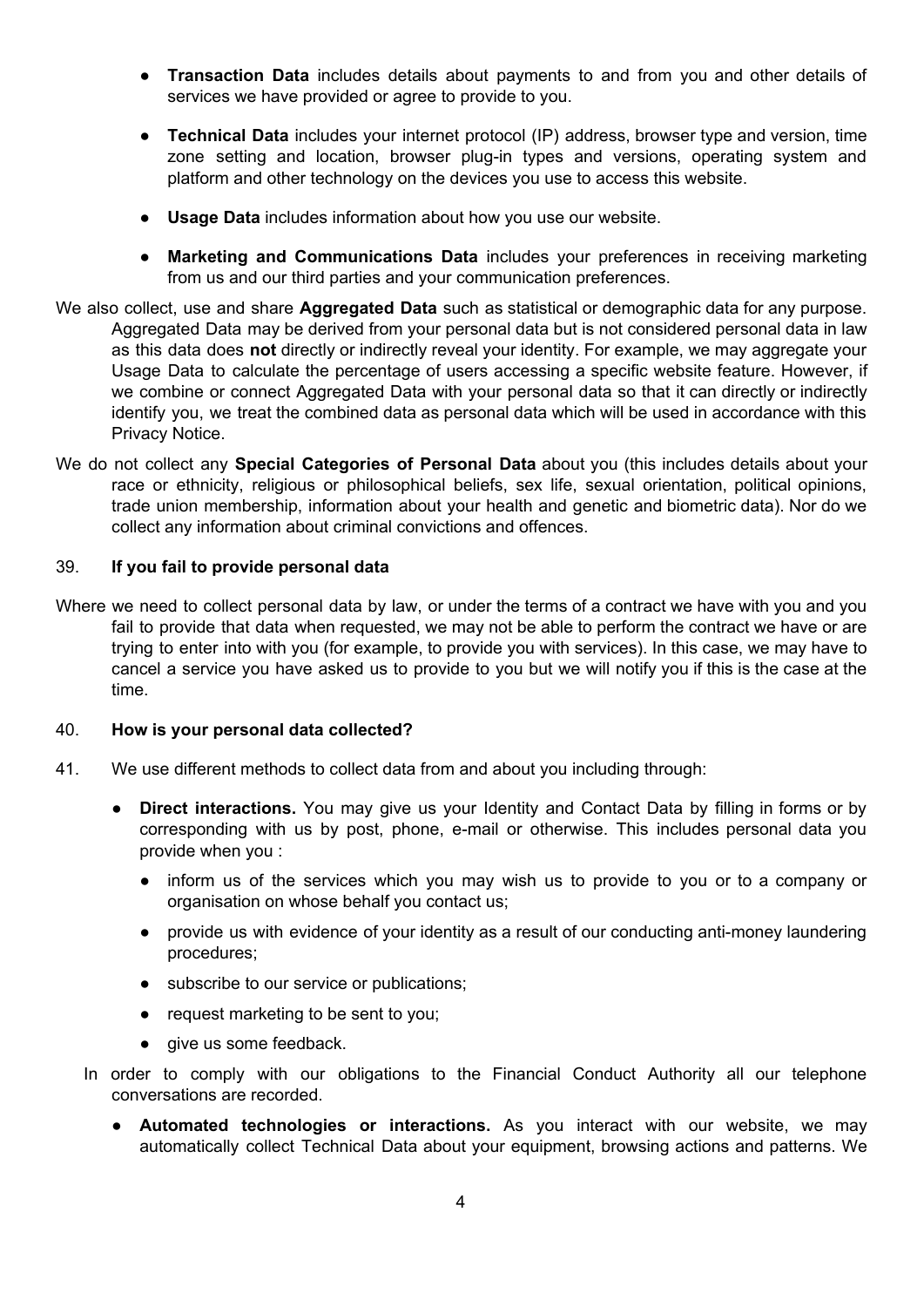- **Transaction Data** includes details about payments to and from you and other details of services we have provided or agree to provide to you.

- **Technical Data** includes your internet protocol (IP) address, browser type and version, time zone setting and location, browser plug-in types and versions, operating system and platform and other technology on the devices you use to access this website.

- **Usage Data** includes information about how you use our website.

- **Marketing and Communications Data** includes your preferences in receiving marketing from us and our third parties and your communication preferences.

We also collect, use and share **Aggregated Data** such as statistical or demographic data for any purpose. Aggregated Data may be derived from your personal data but is not considered personal data in law as this data does **not** directly or indirectly reveal your identity. For example, we may aggregate your Usage Data to calculate the percentage of users accessing a specific website feature. However, if we combine or connect Aggregated Data with your personal data so that it can directly or indirectly identify you, we treat the combined data as personal data which will be used in accordance with this Privacy Notice.

We do not collect any **Special Categories of Personal Data** about you (this includes details about your race or ethnicity, religious or philosophical beliefs, sex life, sexual orientation, political opinions, trade union membership, information about your health and genetic and biometric data). Nor do we collect any information about criminal convictions and offences.

39. **If you fail to provide personal data**

Where we need to collect personal data by law, or under the terms of a contract we have with you and you fail to provide that data when requested, we may not be able to perform the contract we have or are trying to enter into with you (for example, to provide you with services). In this case, we may have to cancel a service you have asked us to provide to you but we will notify you if this is the case at the time.

40. **How is your personal data collected?**

41. We use different methods to collect data from and about you including through:

- **Direct interactions.** You may give us your Identity and Contact Data by filling in forms or by corresponding with us by post, phone, e-mail or otherwise. This includes personal data you provide when you :
  - inform us of the services which you may wish us to provide to you or to a company or organisation on whose behalf you contact us;
  - provide us with evidence of your identity as a result of our conducting anti-money laundering procedures;
  - subscribe to our service or publications;
  - request marketing to be sent to you;
  - give us some feedback.

In order to comply with our obligations to the Financial Conduct Authority all our telephone conversations are recorded.

- **Automated technologies or interactions.** As you interact with our website, we may automatically collect Technical Data about your equipment, browsing actions and patterns. We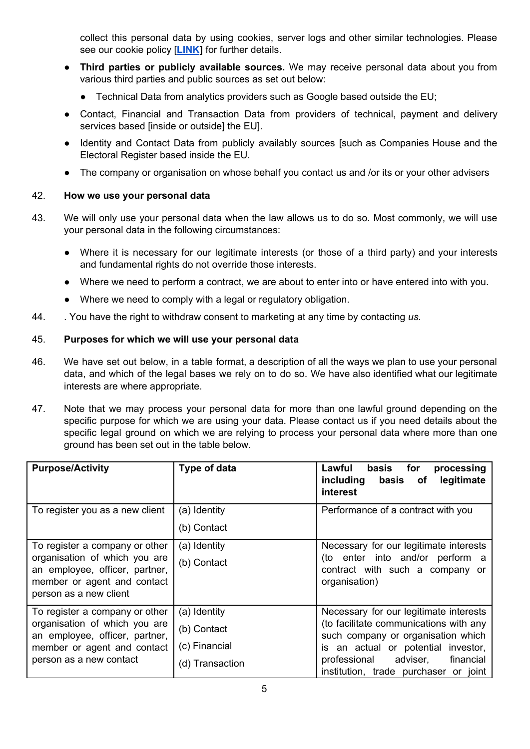collect this personal data by using cookies, server logs and other similar technologies. Please see our cookie policy [**LINK]** for further details.

- **Third parties or publicly available sources.** We may receive personal data about you from various third parties and public sources as set out below:
  - Technical Data from analytics providers such as Google based outside the EU;
- Contact, Financial and Transaction Data from providers of technical, payment and delivery services based [inside or outside] the EU].
- Identity and Contact Data from publicly availably sources [such as Companies House and the Electoral Register based inside the EU.
- The company or organisation on whose behalf you contact us and /or its or your other advisers

42. **How we use your personal data**

43. We will only use your personal data when the law allows us to do so. Most commonly, we will use your personal data in the following circumstances:

- Where it is necessary for our legitimate interests (or those of a third party) and your interests and fundamental rights do not override those interests.
- Where we need to perform a contract, we are about to enter into or have entered into with you.
- Where we need to comply with a legal or regulatory obligation.

44. . You have the right to withdraw consent to marketing at any time by contacting *us.*

45. **Purposes for which we will use your personal data**

46. We have set out below, in a table format, a description of all the ways we plan to use your personal data, and which of the legal bases we rely on to do so. We have also identified what our legitimate interests are where appropriate.

47. Note that we may process your personal data for more than one lawful ground depending on the specific purpose for which we are using your data. Please contact us if you need details about the specific legal ground on which we are relying to process your personal data where more than one ground has been set out in the table below.

| **Purpose/Activity** | **Type of data** | **Lawful basis for processing including basis of legitimate interest** |
|---|---|---|
| To register you as a new client | (a) Identity<br>(b) Contact | Performance of a contract with you |
| To register a company or other organisation of which you are an employee, officer, partner, member or agent and contact person as a new client | (a) Identity<br>(b) Contact | Necessary for our legitimate interests (to enter into and/or perform a contract with such a company or organisation) |
| To register a company or other organisation of which you are an employee, officer, partner, member or agent and contact person as a new contact | (a) Identity<br>(b) Contact<br>(c) Financial<br>(d) Transaction | Necessary for our legitimate interests (to facilitate communications with any such company or organisation which is an actual or potential investor, professional adviser, financial institution, trade purchaser or joint |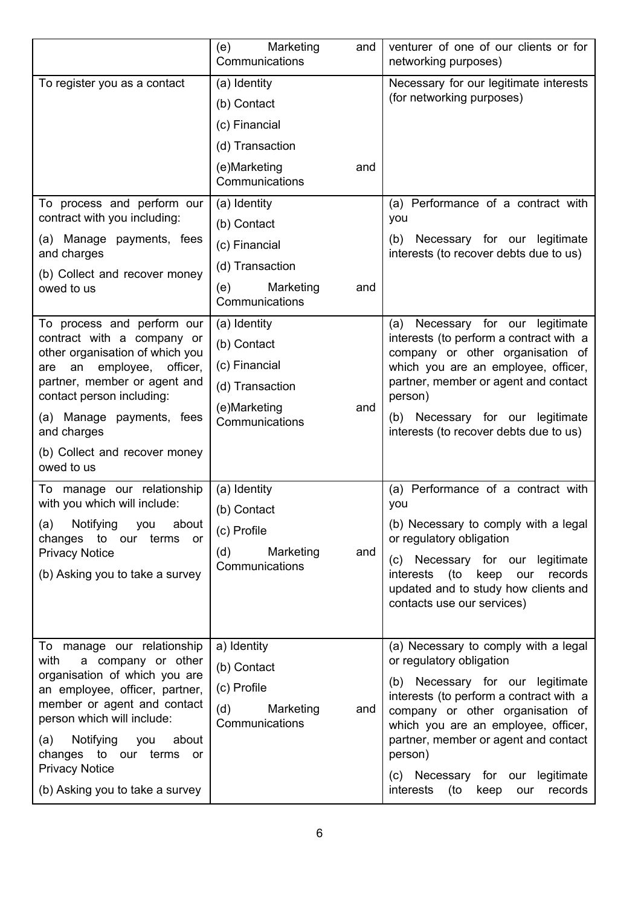| | | |
|---|---|---|
| | (e) Marketing and Communications | venturer of one of our clients or for networking purposes) |
| To register you as a contact | (a) Identity<br>(b) Contact<br>(c) Financial<br>(d) Transaction<br>(e)Marketing and Communications | Necessary for our legitimate interests (for networking purposes) |
| To process and perform our contract with you including:<br>(a) Manage payments, fees and charges<br>(b) Collect and recover money owed to us | (a) Identity<br>(b) Contact<br>(c) Financial<br>(d) Transaction<br>(e) Marketing and Communications | (a) Performance of a contract with you<br>(b) Necessary for our legitimate interests (to recover debts due to us) |
| To process and perform our contract with a company or other organisation of which you are an employee, officer, partner, member or agent and contact person including:<br>(a) Manage payments, fees and charges<br>(b) Collect and recover money owed to us | (a) Identity<br>(b) Contact<br>(c) Financial<br>(d) Transaction<br>(e)Marketing and Communications | (a) Necessary for our legitimate interests (to perform a contract with a company or other organisation of which you are an employee, officer, partner, member or agent and contact person)<br>(b) Necessary for our legitimate interests (to recover debts due to us) |
| To manage our relationship with you which will include:<br>(a) Notifying you about changes to our terms or Privacy Notice<br>(b) Asking you to take a survey | (a) Identity<br>(b) Contact<br>(c) Profile<br>(d) Marketing and Communications | (a) Performance of a contract with you<br>(b) Necessary to comply with a legal or regulatory obligation<br>(c) Necessary for our legitimate interests (to keep our records updated and to study how clients and contacts use our services) |
| To manage our relationship with a company or other organisation of which you are an employee, officer, partner, member or agent and contact person which will include:<br>(a) Notifying you about changes to our terms or Privacy Notice<br>(b) Asking you to take a survey | a) Identity<br>(b) Contact<br>(c) Profile<br>(d) Marketing and Communications | (a) Necessary to comply with a legal or regulatory obligation<br>(b) Necessary for our legitimate interests (to perform a contract with a company or other organisation of which you are an employee, officer, partner, member or agent and contact person)<br>(c) Necessary for our legitimate interests (to keep our records |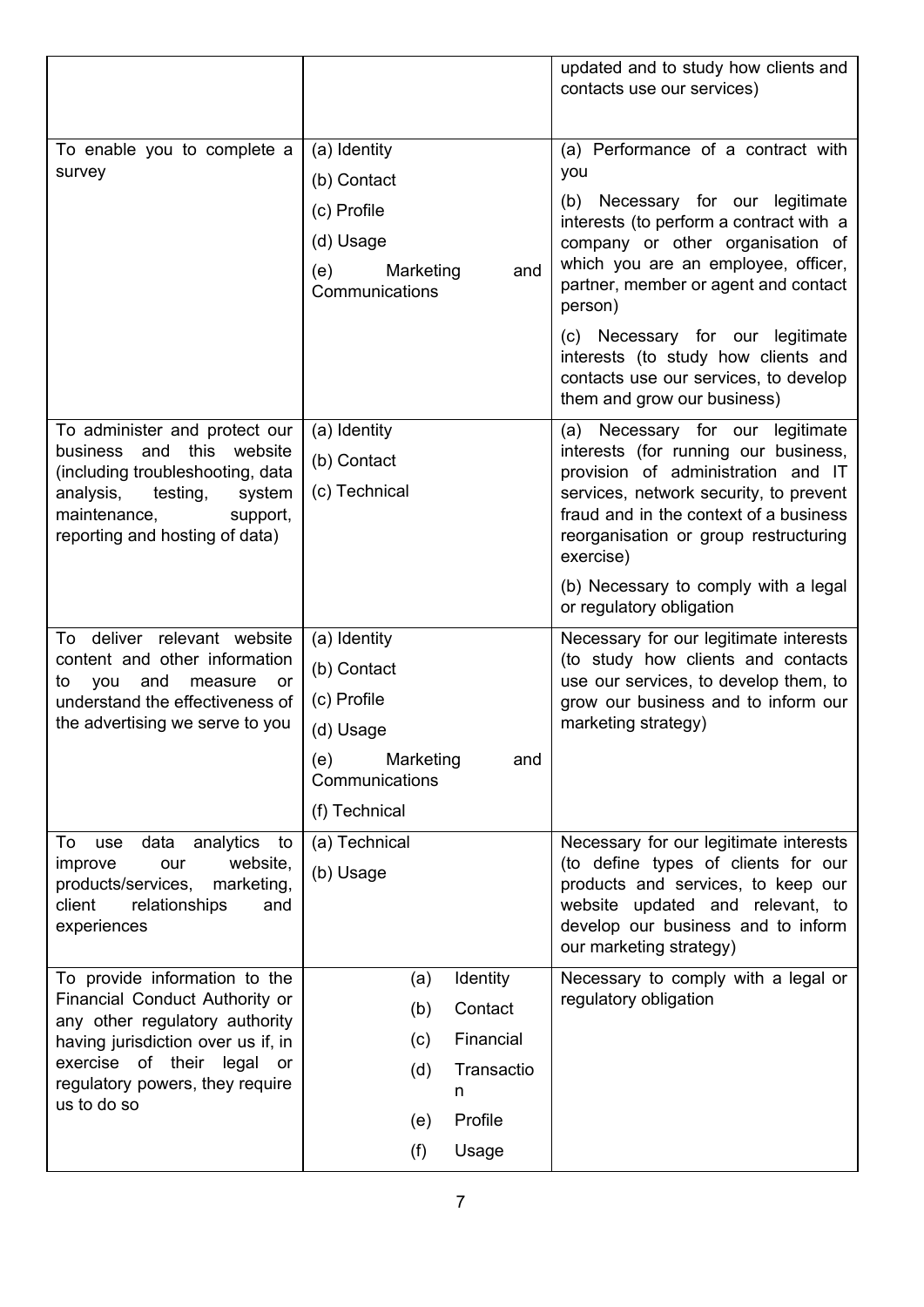| | | |
|---|---|---|
| | | updated and to study how clients and contacts use our services) |
| To enable you to complete a survey | (a) Identity<br>(b) Contact<br>(c) Profile<br>(d) Usage<br>(e) Marketing and Communications | (a) Performance of a contract with you<br>(b) Necessary for our legitimate interests (to perform a contract with a company or other organisation of which you are an employee, officer, partner, member or agent and contact person)<br>(c) Necessary for our legitimate interests (to study how clients and contacts use our services, to develop them and grow our business) |
| To administer and protect our business and this website (including troubleshooting, data analysis, testing, system maintenance, support, reporting and hosting of data) | (a) Identity<br>(b) Contact<br>(c) Technical | (a) Necessary for our legitimate interests (for running our business, provision of administration and IT services, network security, to prevent fraud and in the context of a business reorganisation or group restructuring exercise)<br>(b) Necessary to comply with a legal or regulatory obligation |
| To deliver relevant website content and other information to you and measure or understand the effectiveness of the advertising we serve to you | (a) Identity<br>(b) Contact<br>(c) Profile<br>(d) Usage<br>(e) Marketing and Communications<br>(f) Technical | Necessary for our legitimate interests (to study how clients and contacts use our services, to develop them, to grow our business and to inform our marketing strategy) |
| To use data analytics to improve our website, products/services, marketing, client relationships and experiences | (a) Technical<br>(b) Usage | Necessary for our legitimate interests (to define types of clients for our products and services, to keep our website updated and relevant, to develop our business and to inform our marketing strategy) |
| To provide information to the Financial Conduct Authority or any other regulatory authority having jurisdiction over us if, in exercise of their legal or regulatory powers, they require us to do so | (a) Identity<br>(b) Contact<br>(c) Financial<br>(d) Transaction<br>(e) Profile<br>(f) Usage | Necessary to comply with a legal or regulatory obligation |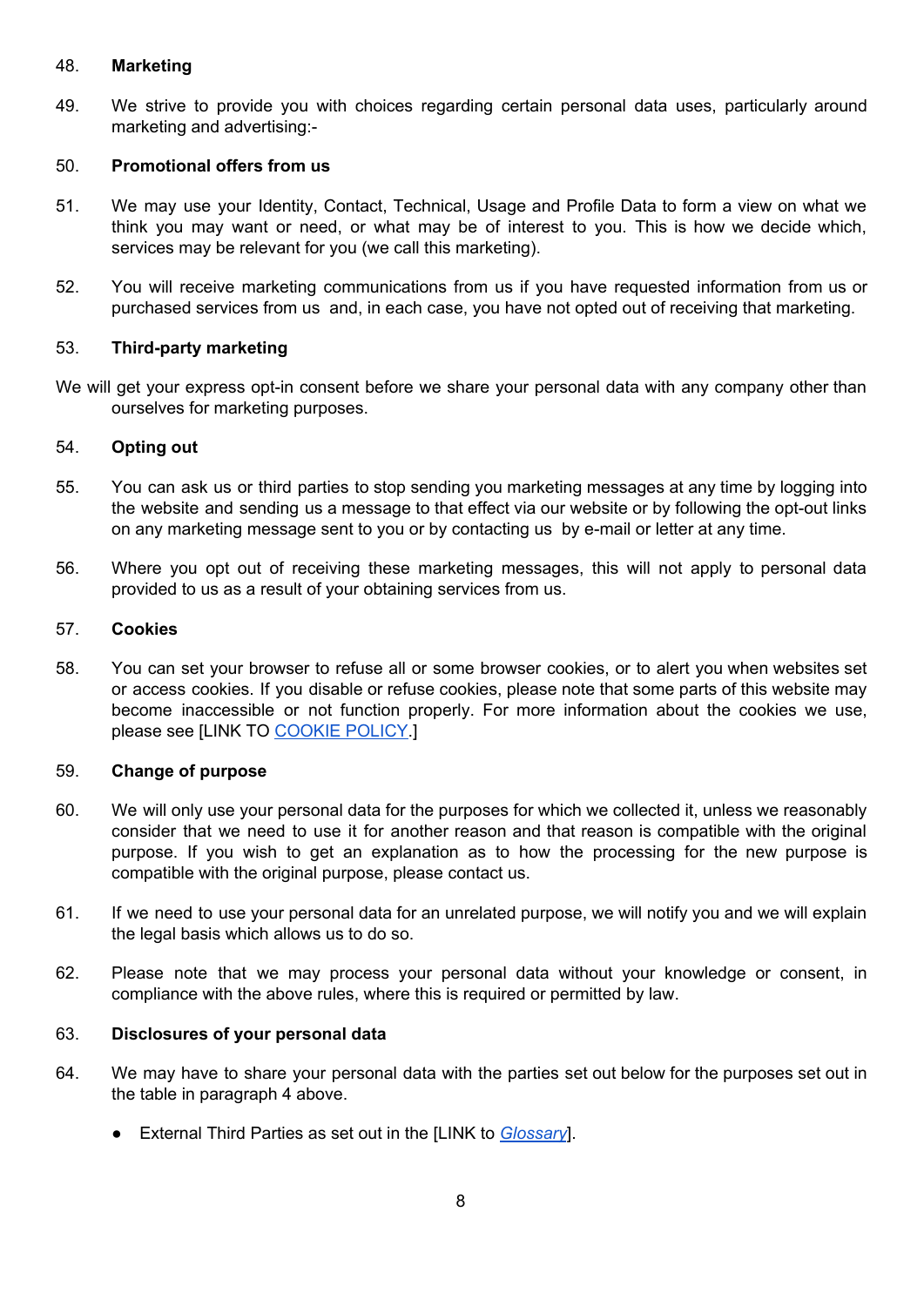48. **Marketing**

49. We strive to provide you with choices regarding certain personal data uses, particularly around marketing and advertising:-

50. **Promotional offers from us**

51. We may use your Identity, Contact, Technical, Usage and Profile Data to form a view on what we think you may want or need, or what may be of interest to you. This is how we decide which, services may be relevant for you (we call this marketing).

52. You will receive marketing communications from us if you have requested information from us or purchased services from us and, in each case, you have not opted out of receiving that marketing.

53. **Third-party marketing**

We will get your express opt-in consent before we share your personal data with any company other than ourselves for marketing purposes.

54. **Opting out**

55. You can ask us or third parties to stop sending you marketing messages at any time by logging into the website and sending us a message to that effect via our website or by following the opt-out links on any marketing message sent to you or by contacting us by e-mail or letter at any time.

56. Where you opt out of receiving these marketing messages, this will not apply to personal data provided to us as a result of your obtaining services from us.

57. **Cookies**

58. You can set your browser to refuse all or some browser cookies, or to alert you when websites set or access cookies. If you disable or refuse cookies, please note that some parts of this website may become inaccessible or not function properly. For more information about the cookies we use, please see [LINK TO COOKIE POLICY.]

59. **Change of purpose**

60. We will only use your personal data for the purposes for which we collected it, unless we reasonably consider that we need to use it for another reason and that reason is compatible with the original purpose. If you wish to get an explanation as to how the processing for the new purpose is compatible with the original purpose, please contact us.

61. If we need to use your personal data for an unrelated purpose, we will notify you and we will explain the legal basis which allows us to do so.

62. Please note that we may process your personal data without your knowledge or consent, in compliance with the above rules, where this is required or permitted by law.

63. **Disclosures of your personal data**

64. We may have to share your personal data with the parties set out below for the purposes set out in the table in paragraph 4 above.

- External Third Parties as set out in the [LINK to *Glossary*].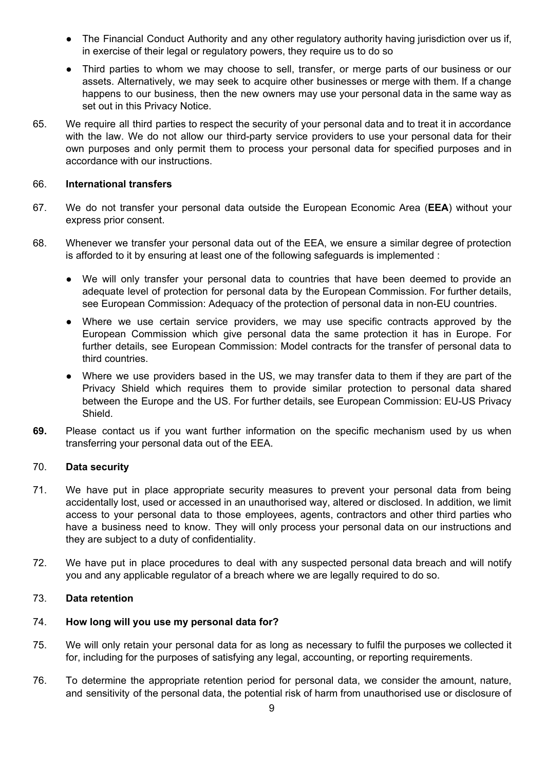- The Financial Conduct Authority and any other regulatory authority having jurisdiction over us if, in exercise of their legal or regulatory powers, they require us to do so
- Third parties to whom we may choose to sell, transfer, or merge parts of our business or our assets. Alternatively, we may seek to acquire other businesses or merge with them. If a change happens to our business, then the new owners may use your personal data in the same way as set out in this Privacy Notice.

65. We require all third parties to respect the security of your personal data and to treat it in accordance with the law. We do not allow our third-party service providers to use your personal data for their own purposes and only permit them to process your personal data for specified purposes and in accordance with our instructions.

66. **International transfers**

67. We do not transfer your personal data outside the European Economic Area (**EEA**) without your express prior consent.

68. Whenever we transfer your personal data out of the EEA, we ensure a similar degree of protection is afforded to it by ensuring at least one of the following safeguards is implemented :

    - We will only transfer your personal data to countries that have been deemed to provide an adequate level of protection for personal data by the European Commission. For further details, see European Commission: Adequacy of the protection of personal data in non-EU countries.
    - Where we use certain service providers, we may use specific contracts approved by the European Commission which give personal data the same protection it has in Europe. For further details, see European Commission: Model contracts for the transfer of personal data to third countries.
    - Where we use providers based in the US, we may transfer data to them if they are part of the Privacy Shield which requires them to provide similar protection to personal data shared between the Europe and the US. For further details, see European Commission: EU-US Privacy Shield.

**69.** Please contact us if you want further information on the specific mechanism used by us when transferring your personal data out of the EEA.

70. **Data security**

71. We have put in place appropriate security measures to prevent your personal data from being accidentally lost, used or accessed in an unauthorised way, altered or disclosed. In addition, we limit access to your personal data to those employees, agents, contractors and other third parties who have a business need to know. They will only process your personal data on our instructions and they are subject to a duty of confidentiality.

72. We have put in place procedures to deal with any suspected personal data breach and will notify you and any applicable regulator of a breach where we are legally required to do so.

73. **Data retention**

74. **How long will you use my personal data for?**

75. We will only retain your personal data for as long as necessary to fulfil the purposes we collected it for, including for the purposes of satisfying any legal, accounting, or reporting requirements.

76. To determine the appropriate retention period for personal data, we consider the amount, nature, and sensitivity of the personal data, the potential risk of harm from unauthorised use or disclosure of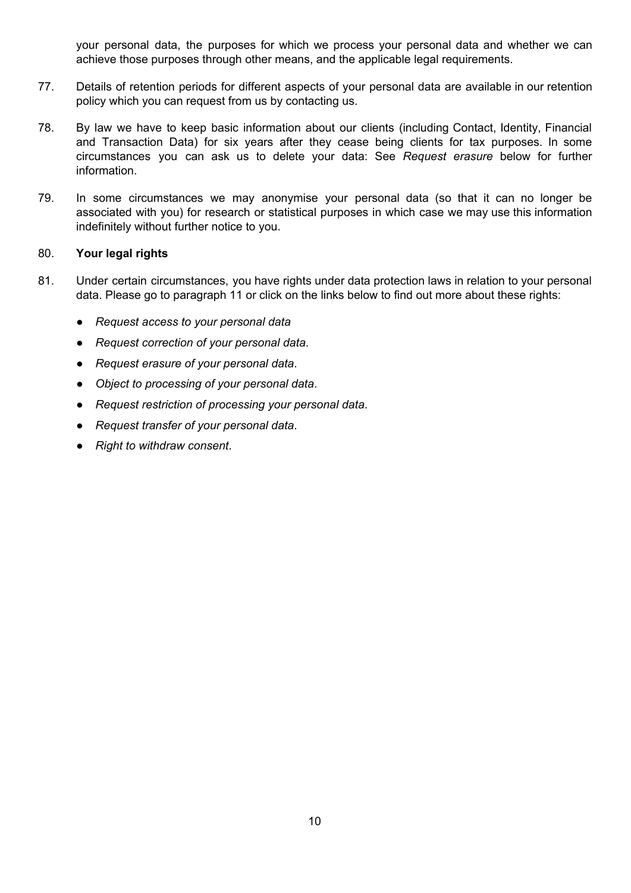your personal data, the purposes for which we process your personal data and whether we can achieve those purposes through other means, and the applicable legal requirements.

77. Details of retention periods for different aspects of your personal data are available in our retention policy which you can request from us by contacting us.

78. By law we have to keep basic information about our clients (including Contact, Identity, Financial and Transaction Data) for six years after they cease being clients for tax purposes. In some circumstances you can ask us to delete your data: See *Request erasure* below for further information.

79. In some circumstances we may anonymise your personal data (so that it can no longer be associated with you) for research or statistical purposes in which case we may use this information indefinitely without further notice to you.

80. **Your legal rights**

81. Under certain circumstances, you have rights under data protection laws in relation to your personal data. Please go to paragraph 11 or click on the links below to find out more about these rights:

- *Request access to your personal data*
- *Request correction of your personal data*.
- *Request erasure of your personal data*.
- *Object to processing of your personal data*.
- *Request restriction of processing your personal data*.
- *Request transfer of your personal data*.
- *Right to withdraw consent*.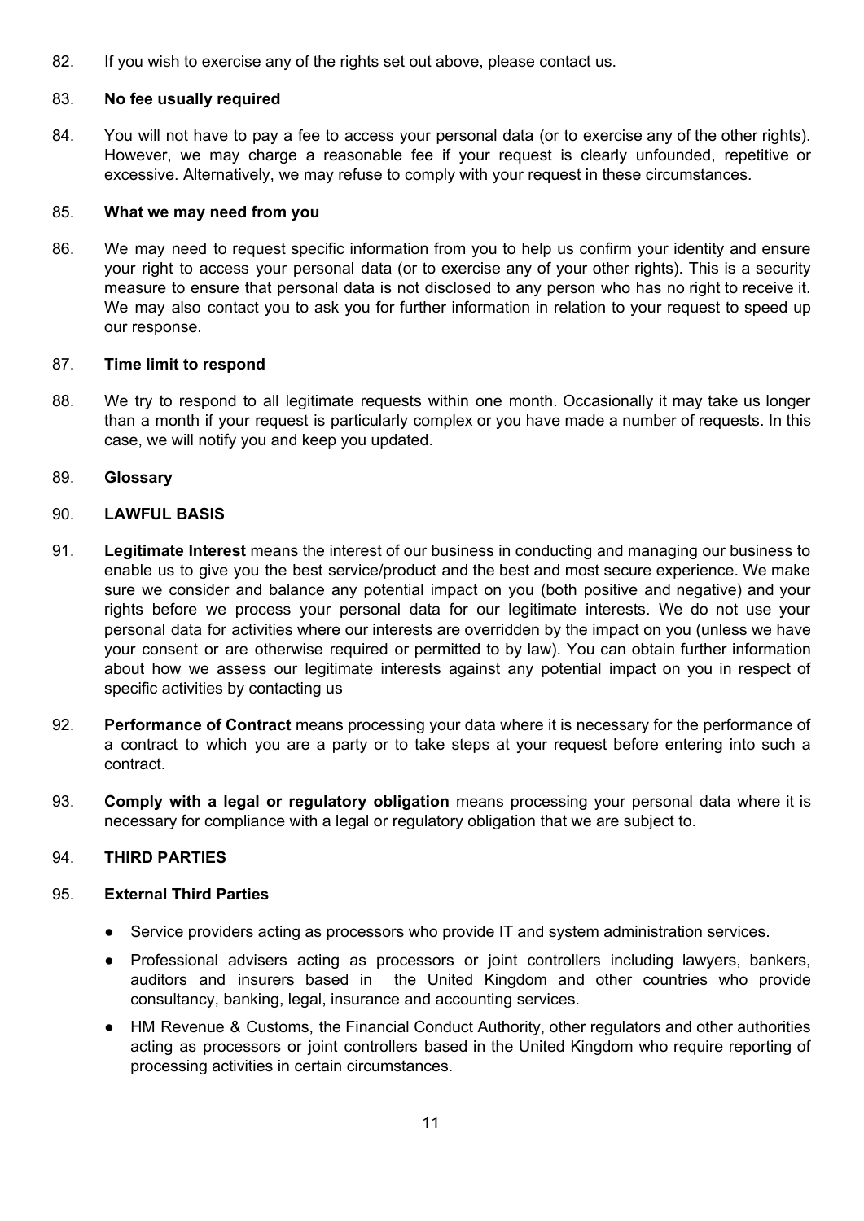82. If you wish to exercise any of the rights set out above, please contact us.

83. **No fee usually required**

84. You will not have to pay a fee to access your personal data (or to exercise any of the other rights). However, we may charge a reasonable fee if your request is clearly unfounded, repetitive or excessive. Alternatively, we may refuse to comply with your request in these circumstances.

85. **What we may need from you**

86. We may need to request specific information from you to help us confirm your identity and ensure your right to access your personal data (or to exercise any of your other rights). This is a security measure to ensure that personal data is not disclosed to any person who has no right to receive it. We may also contact you to ask you for further information in relation to your request to speed up our response.

87. **Time limit to respond**

88. We try to respond to all legitimate requests within one month. Occasionally it may take us longer than a month if your request is particularly complex or you have made a number of requests. In this case, we will notify you and keep you updated.

89. **Glossary**

90. **LAWFUL BASIS**

91. **Legitimate Interest** means the interest of our business in conducting and managing our business to enable us to give you the best service/product and the best and most secure experience. We make sure we consider and balance any potential impact on you (both positive and negative) and your rights before we process your personal data for our legitimate interests. We do not use your personal data for activities where our interests are overridden by the impact on you (unless we have your consent or are otherwise required or permitted to by law). You can obtain further information about how we assess our legitimate interests against any potential impact on you in respect of specific activities by contacting us

92. **Performance of Contract** means processing your data where it is necessary for the performance of a contract to which you are a party or to take steps at your request before entering into such a contract.

93. **Comply with a legal or regulatory obligation** means processing your personal data where it is necessary for compliance with a legal or regulatory obligation that we are subject to.

94. **THIRD PARTIES**

95. **External Third Parties**

- Service providers acting as processors who provide IT and system administration services.
- Professional advisers acting as processors or joint controllers including lawyers, bankers, auditors and insurers based in the United Kingdom and other countries who provide consultancy, banking, legal, insurance and accounting services.
- HM Revenue & Customs, the Financial Conduct Authority, other regulators and other authorities acting as processors or joint controllers based in the United Kingdom who require reporting of processing activities in certain circumstances.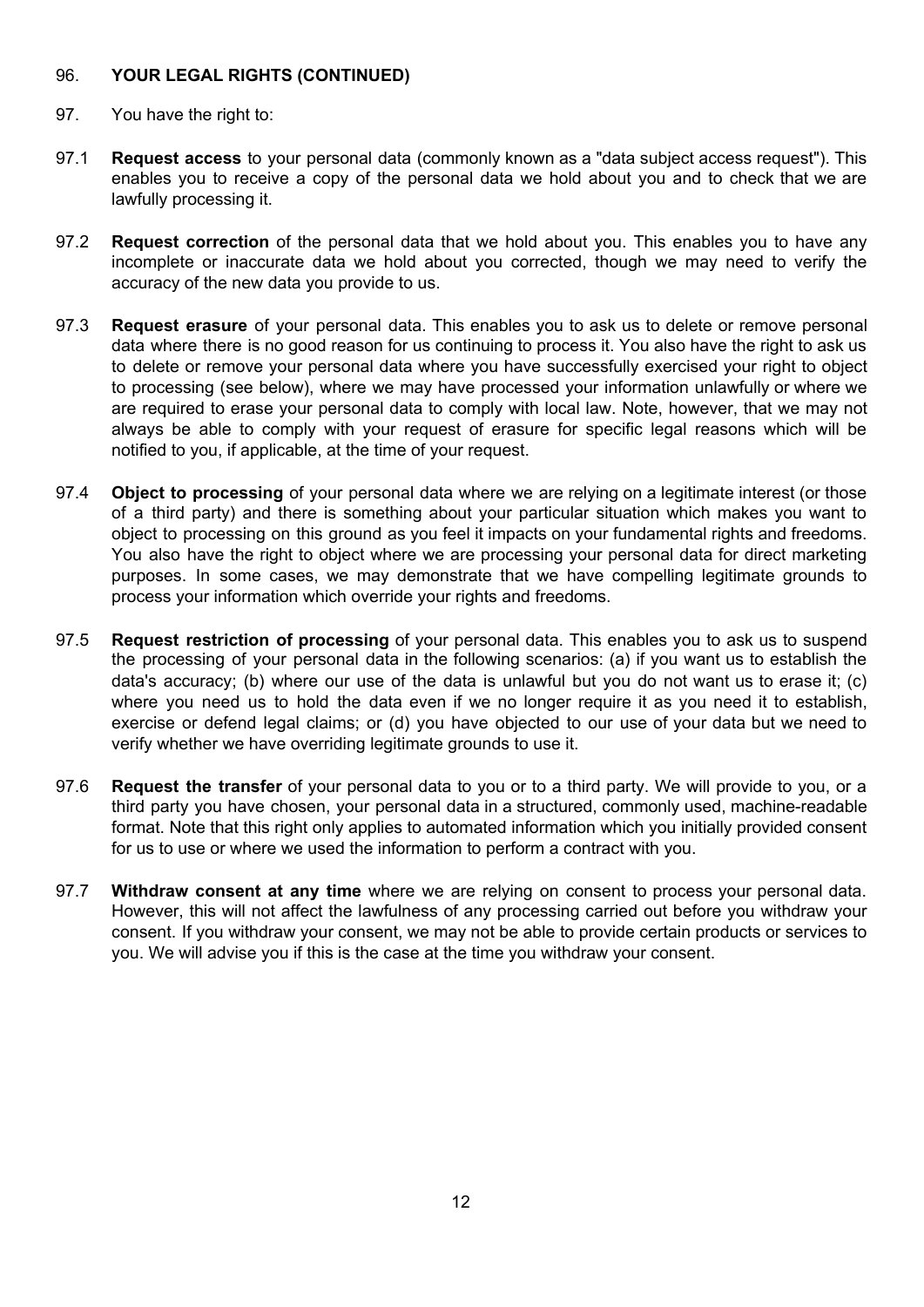96. **YOUR LEGAL RIGHTS (CONTINUED)**

97. You have the right to:

97.1 **Request access** to your personal data (commonly known as a "data subject access request"). This enables you to receive a copy of the personal data we hold about you and to check that we are lawfully processing it.

97.2 **Request correction** of the personal data that we hold about you. This enables you to have any incomplete or inaccurate data we hold about you corrected, though we may need to verify the accuracy of the new data you provide to us.

97.3 **Request erasure** of your personal data. This enables you to ask us to delete or remove personal data where there is no good reason for us continuing to process it. You also have the right to ask us to delete or remove your personal data where you have successfully exercised your right to object to processing (see below), where we may have processed your information unlawfully or where we are required to erase your personal data to comply with local law. Note, however, that we may not always be able to comply with your request of erasure for specific legal reasons which will be notified to you, if applicable, at the time of your request.

97.4 **Object to processing** of your personal data where we are relying on a legitimate interest (or those of a third party) and there is something about your particular situation which makes you want to object to processing on this ground as you feel it impacts on your fundamental rights and freedoms. You also have the right to object where we are processing your personal data for direct marketing purposes. In some cases, we may demonstrate that we have compelling legitimate grounds to process your information which override your rights and freedoms.

97.5 **Request restriction of processing** of your personal data. This enables you to ask us to suspend the processing of your personal data in the following scenarios: (a) if you want us to establish the data's accuracy; (b) where our use of the data is unlawful but you do not want us to erase it; (c) where you need us to hold the data even if we no longer require it as you need it to establish, exercise or defend legal claims; or (d) you have objected to our use of your data but we need to verify whether we have overriding legitimate grounds to use it.

97.6 **Request the transfer** of your personal data to you or to a third party. We will provide to you, or a third party you have chosen, your personal data in a structured, commonly used, machine-readable format. Note that this right only applies to automated information which you initially provided consent for us to use or where we used the information to perform a contract with you.

97.7 **Withdraw consent at any time** where we are relying on consent to process your personal data. However, this will not affect the lawfulness of any processing carried out before you withdraw your consent. If you withdraw your consent, we may not be able to provide certain products or services to you. We will advise you if this is the case at the time you withdraw your consent.